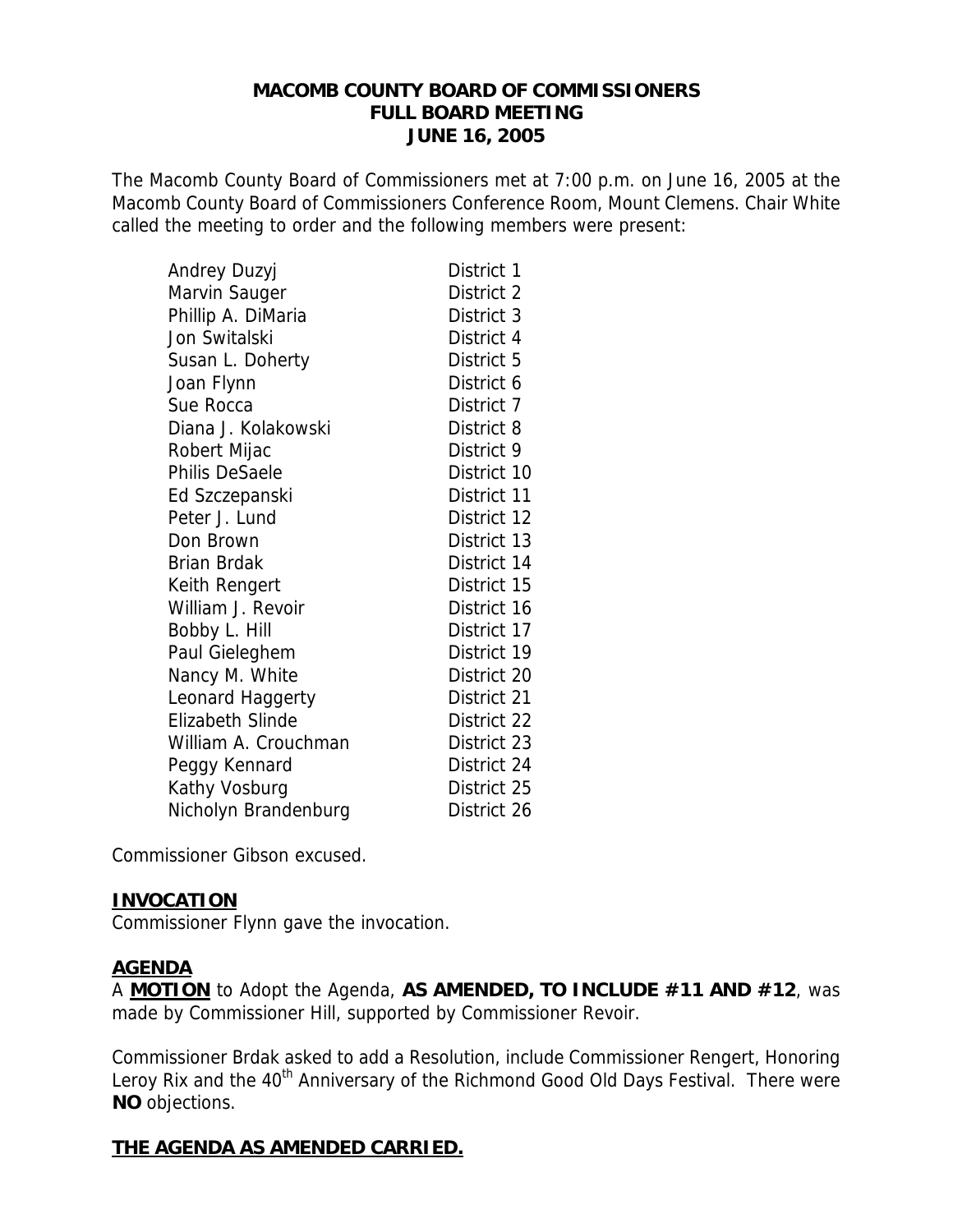# MACOMB COUNTY BOARD OF COMMISSIONERS
## FULL BOARD MEETING
## JUNE 16, 2005

The Macomb County Board of Commissioners met at 7:00 p.m. on June 16, 2005 at the Macomb County Board of Commissioners Conference Room, Mount Clemens. Chair White called the meeting to order and the following members were present:

| | |
|---|---|
| Andrey Duzyj | District 1 |
| Marvin Sauger | District 2 |
| Phillip A. DiMaria | District 3 |
| Jon Switalski | District 4 |
| Susan L. Doherty | District 5 |
| Joan Flynn | District 6 |
| Sue Rocca | District 7 |
| Diana J. Kolakowski | District 8 |
| Robert Mijac | District 9 |
| Philis DeSaele | District 10 |
| Ed Szczepanski | District 11 |
| Peter J. Lund | District 12 |
| Don Brown | District 13 |
| Brian Brdak | District 14 |
| Keith Rengert | District 15 |
| William J. Revoir | District 16 |
| Bobby L. Hill | District 17 |
| Paul Gieleghem | District 19 |
| Nancy M. White | District 20 |
| Leonard Haggerty | District 21 |
| Elizabeth Slinde | District 22 |
| William A. Crouchman | District 23 |
| Peggy Kennard | District 24 |
| Kathy Vosburg | District 25 |
| Nicholyn Brandenburg | District 26 |

Commissioner Gibson excused.

**INVOCATION**

Commissioner Flynn gave the invocation.

**AGENDA**

A **MOTION** to Adopt the Agenda, **AS AMENDED, TO INCLUDE #11 AND #12**, was made by Commissioner Hill, supported by Commissioner Revoir.

Commissioner Brdak asked to add a Resolution, include Commissioner Rengert, Honoring Leroy Rix and the 40th Anniversary of the Richmond Good Old Days Festival. There were **NO** objections.

**THE AGENDA AS AMENDED CARRIED.**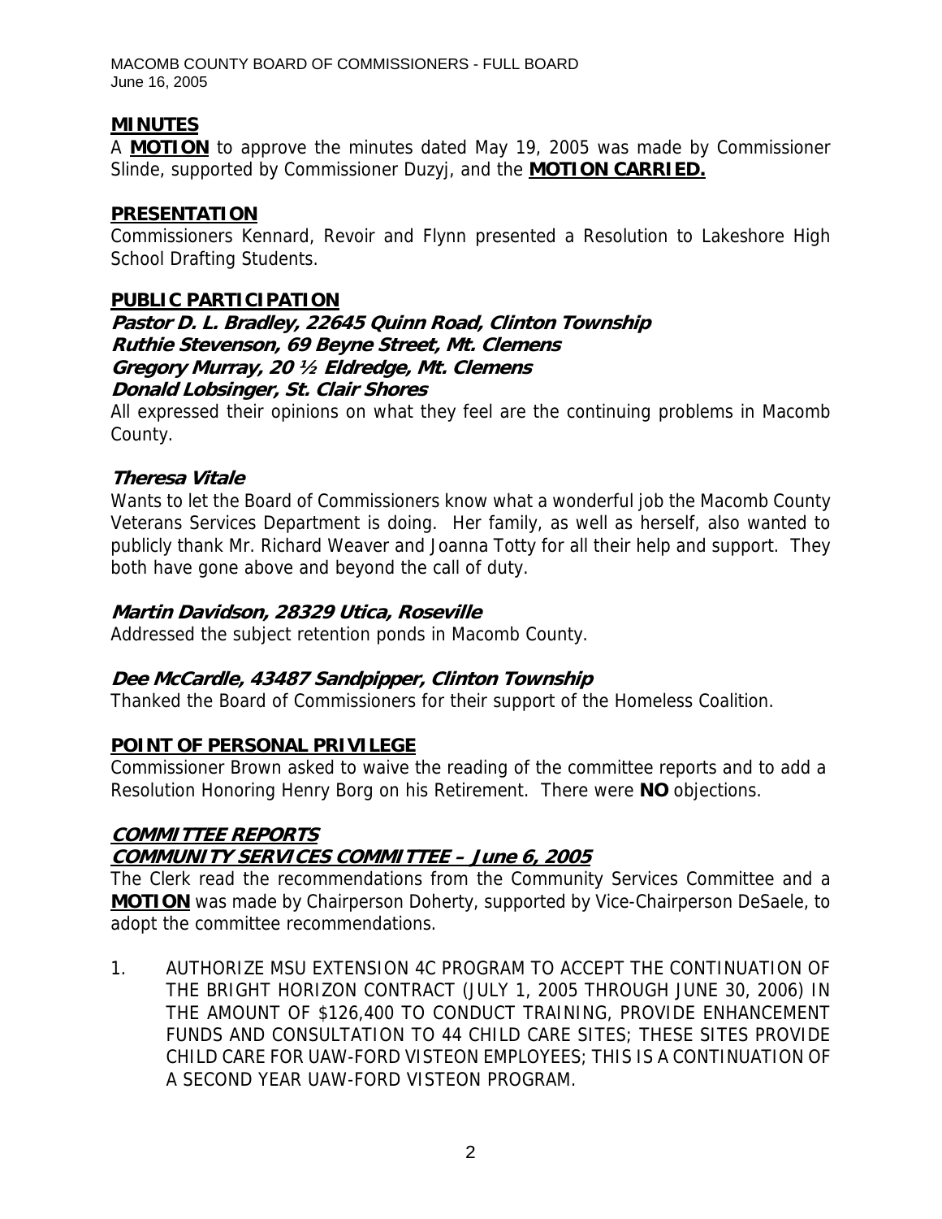## MINUTES

A **MOTION** to approve the minutes dated May 19, 2005 was made by Commissioner Slinde, supported by Commissioner Duzyj, and the **MOTION CARRIED.**

## PRESENTATION

Commissioners Kennard, Revoir and Flynn presented a Resolution to Lakeshore High School Drafting Students.

## PUBLIC PARTICIPATION

***Pastor D. L. Bradley, 22645 Quinn Road, Clinton Township***
***Ruthie Stevenson, 69 Beyne Street, Mt. Clemens***
***Gregory Murray, 20 ½ Eldredge, Mt. Clemens***
***Donald Lobsinger, St. Clair Shores***

All expressed their opinions on what they feel are the continuing problems in Macomb County.

### *Theresa Vitale*

Wants to let the Board of Commissioners know what a wonderful job the Macomb County Veterans Services Department is doing. Her family, as well as herself, also wanted to publicly thank Mr. Richard Weaver and Joanna Totty for all their help and support. They both have gone above and beyond the call of duty.

### *Martin Davidson, 28329 Utica, Roseville*

Addressed the subject retention ponds in Macomb County.

### *Dee McCardle, 43487 Sandpipper, Clinton Township*

Thanked the Board of Commissioners for their support of the Homeless Coalition.

## POINT OF PERSONAL PRIVILEGE

Commissioner Brown asked to waive the reading of the committee reports and to add a Resolution Honoring Henry Borg on his Retirement. There were **NO** objections.

## *COMMITTEE REPORTS*

## *COMMUNITY SERVICES COMMITTEE – June 6, 2005*

The Clerk read the recommendations from the Community Services Committee and a **MOTION** was made by Chairperson Doherty, supported by Vice-Chairperson DeSaele, to adopt the committee recommendations.

1. AUTHORIZE MSU EXTENSION 4C PROGRAM TO ACCEPT THE CONTINUATION OF THE BRIGHT HORIZON CONTRACT (JULY 1, 2005 THROUGH JUNE 30, 2006) IN THE AMOUNT OF $126,400 TO CONDUCT TRAINING, PROVIDE ENHANCEMENT FUNDS AND CONSULTATION TO 44 CHILD CARE SITES; THESE SITES PROVIDE CHILD CARE FOR UAW-FORD VISTEON EMPLOYEES; THIS IS A CONTINUATION OF A SECOND YEAR UAW-FORD VISTEON PROGRAM.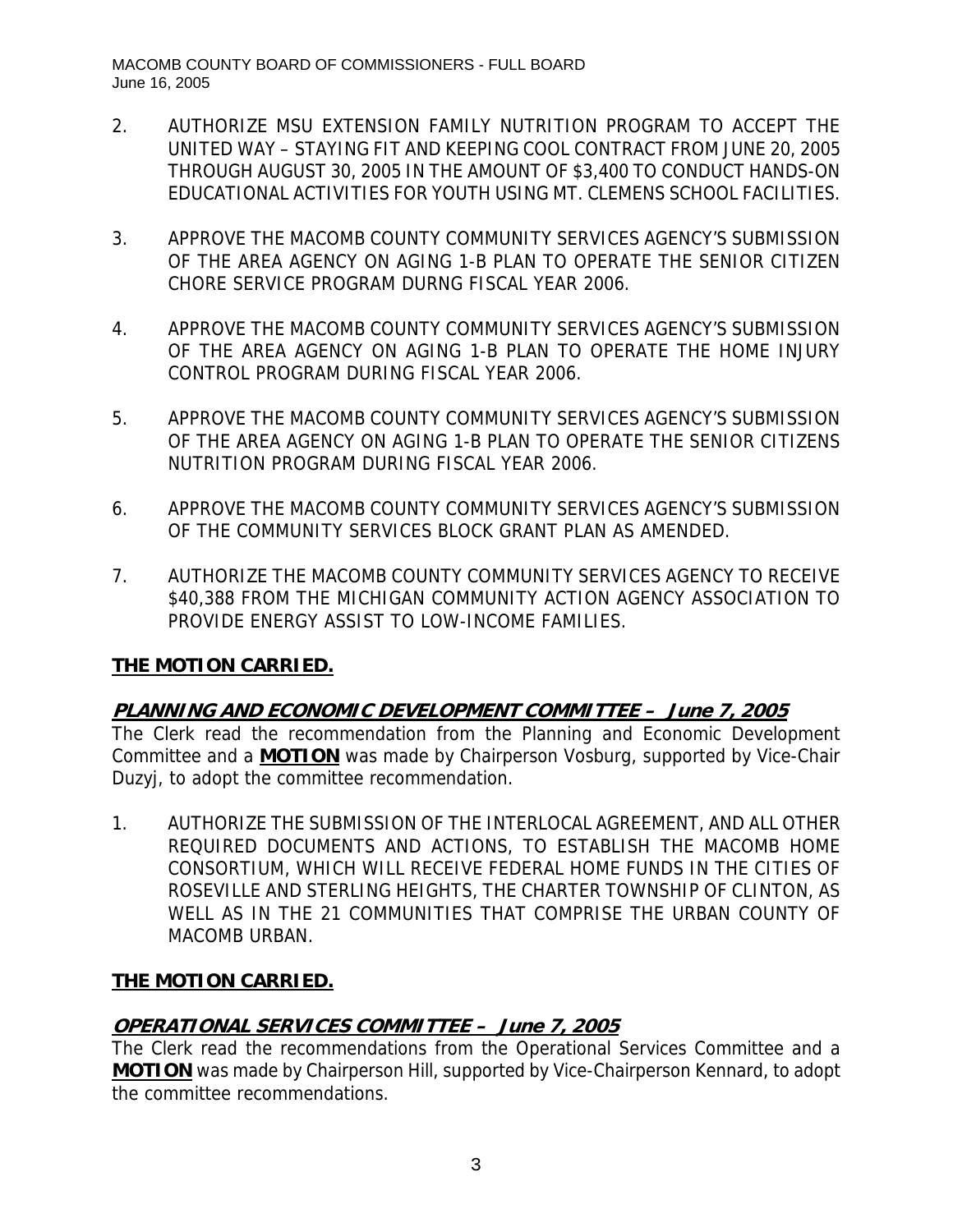2. AUTHORIZE MSU EXTENSION FAMILY NUTRITION PROGRAM TO ACCEPT THE UNITED WAY – STAYING FIT AND KEEPING COOL CONTRACT FROM JUNE 20, 2005 THROUGH AUGUST 30, 2005 IN THE AMOUNT OF $3,400 TO CONDUCT HANDS-ON EDUCATIONAL ACTIVITIES FOR YOUTH USING MT. CLEMENS SCHOOL FACILITIES.

3. APPROVE THE MACOMB COUNTY COMMUNITY SERVICES AGENCY'S SUBMISSION OF THE AREA AGENCY ON AGING 1-B PLAN TO OPERATE THE SENIOR CITIZEN CHORE SERVICE PROGRAM DURNG FISCAL YEAR 2006.

4. APPROVE THE MACOMB COUNTY COMMUNITY SERVICES AGENCY'S SUBMISSION OF THE AREA AGENCY ON AGING 1-B PLAN TO OPERATE THE HOME INJURY CONTROL PROGRAM DURING FISCAL YEAR 2006.

5. APPROVE THE MACOMB COUNTY COMMUNITY SERVICES AGENCY'S SUBMISSION OF THE AREA AGENCY ON AGING 1-B PLAN TO OPERATE THE SENIOR CITIZENS NUTRITION PROGRAM DURING FISCAL YEAR 2006.

6. APPROVE THE MACOMB COUNTY COMMUNITY SERVICES AGENCY'S SUBMISSION OF THE COMMUNITY SERVICES BLOCK GRANT PLAN AS AMENDED.

7. AUTHORIZE THE MACOMB COUNTY COMMUNITY SERVICES AGENCY TO RECEIVE $40,388 FROM THE MICHIGAN COMMUNITY ACTION AGENCY ASSOCIATION TO PROVIDE ENERGY ASSIST TO LOW-INCOME FAMILIES.

**THE MOTION CARRIED.**

## PLANNING AND ECONOMIC DEVELOPMENT COMMITTEE – June 7, 2005

The Clerk read the recommendation from the Planning and Economic Development Committee and a **MOTION** was made by Chairperson Vosburg, supported by Vice-Chair Duzyj, to adopt the committee recommendation.

1. AUTHORIZE THE SUBMISSION OF THE INTERLOCAL AGREEMENT, AND ALL OTHER REQUIRED DOCUMENTS AND ACTIONS, TO ESTABLISH THE MACOMB HOME CONSORTIUM, WHICH WILL RECEIVE FEDERAL HOME FUNDS IN THE CITIES OF ROSEVILLE AND STERLING HEIGHTS, THE CHARTER TOWNSHIP OF CLINTON, AS WELL AS IN THE 21 COMMUNITIES THAT COMPRISE THE URBAN COUNTY OF MACOMB URBAN.

**THE MOTION CARRIED.**

## OPERATIONAL SERVICES COMMITTEE – June 7, 2005

The Clerk read the recommendations from the Operational Services Committee and a **MOTION** was made by Chairperson Hill, supported by Vice-Chairperson Kennard, to adopt the committee recommendations.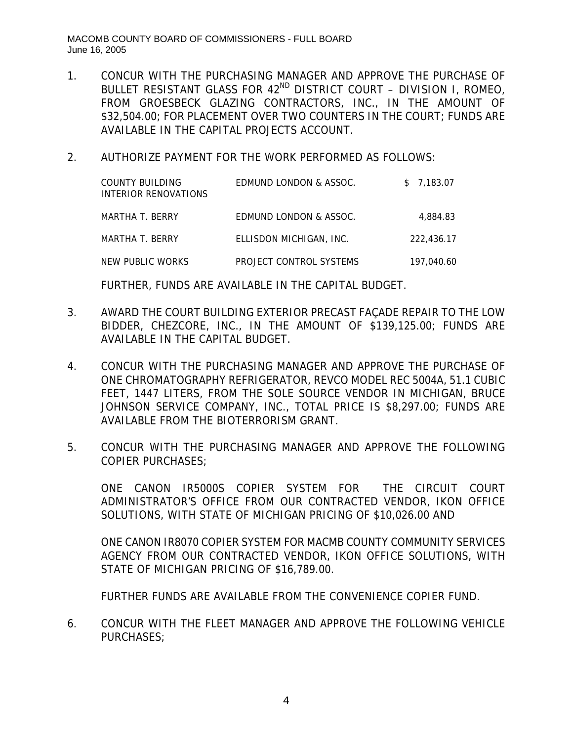1. CONCUR WITH THE PURCHASING MANAGER AND APPROVE THE PURCHASE OF BULLET RESISTANT GLASS FOR 42ND DISTRICT COURT – DIVISION I, ROMEO, FROM GROESBECK GLAZING CONTRACTORS, INC., IN THE AMOUNT OF $32,504.00; FOR PLACEMENT OVER TWO COUNTERS IN THE COURT; FUNDS ARE AVAILABLE IN THE CAPITAL PROJECTS ACCOUNT.

2. AUTHORIZE PAYMENT FOR THE WORK PERFORMED AS FOLLOWS:

| | | |
|---|---|---|
| COUNTY BUILDING INTERIOR RENOVATIONS | EDMUND LONDON & ASSOC. | $ 7,183.07 |
| MARTHA T. BERRY | EDMUND LONDON & ASSOC. | 4,884.83 |
| MARTHA T. BERRY | ELLISDON MICHIGAN, INC. | 222,436.17 |
| NEW PUBLIC WORKS | PROJECT CONTROL SYSTEMS | 197,040.60 |

   FURTHER, FUNDS ARE AVAILABLE IN THE CAPITAL BUDGET.

3. AWARD THE COURT BUILDING EXTERIOR PRECAST FAÇADE REPAIR TO THE LOW BIDDER, CHEZCORE, INC., IN THE AMOUNT OF $139,125.00; FUNDS ARE AVAILABLE IN THE CAPITAL BUDGET.

4. CONCUR WITH THE PURCHASING MANAGER AND APPROVE THE PURCHASE OF ONE CHROMATOGRAPHY REFRIGERATOR, REVCO MODEL REC 5004A, 51.1 CUBIC FEET, 1447 LITERS, FROM THE SOLE SOURCE VENDOR IN MICHIGAN, BRUCE JOHNSON SERVICE COMPANY, INC., TOTAL PRICE IS $8,297.00; FUNDS ARE AVAILABLE FROM THE BIOTERRORISM GRANT.

5. CONCUR WITH THE PURCHASING MANAGER AND APPROVE THE FOLLOWING COPIER PURCHASES;

   ONE CANON IR5000S COPIER SYSTEM FOR THE CIRCUIT COURT ADMINISTRATOR'S OFFICE FROM OUR CONTRACTED VENDOR, IKON OFFICE SOLUTIONS, WITH STATE OF MICHIGAN PRICING OF $10,026.00 AND

   ONE CANON IR8070 COPIER SYSTEM FOR MACMB COUNTY COMMUNITY SERVICES AGENCY FROM OUR CONTRACTED VENDOR, IKON OFFICE SOLUTIONS, WITH STATE OF MICHIGAN PRICING OF $16,789.00.

   FURTHER FUNDS ARE AVAILABLE FROM THE CONVENIENCE COPIER FUND.

6. CONCUR WITH THE FLEET MANAGER AND APPROVE THE FOLLOWING VEHICLE PURCHASES;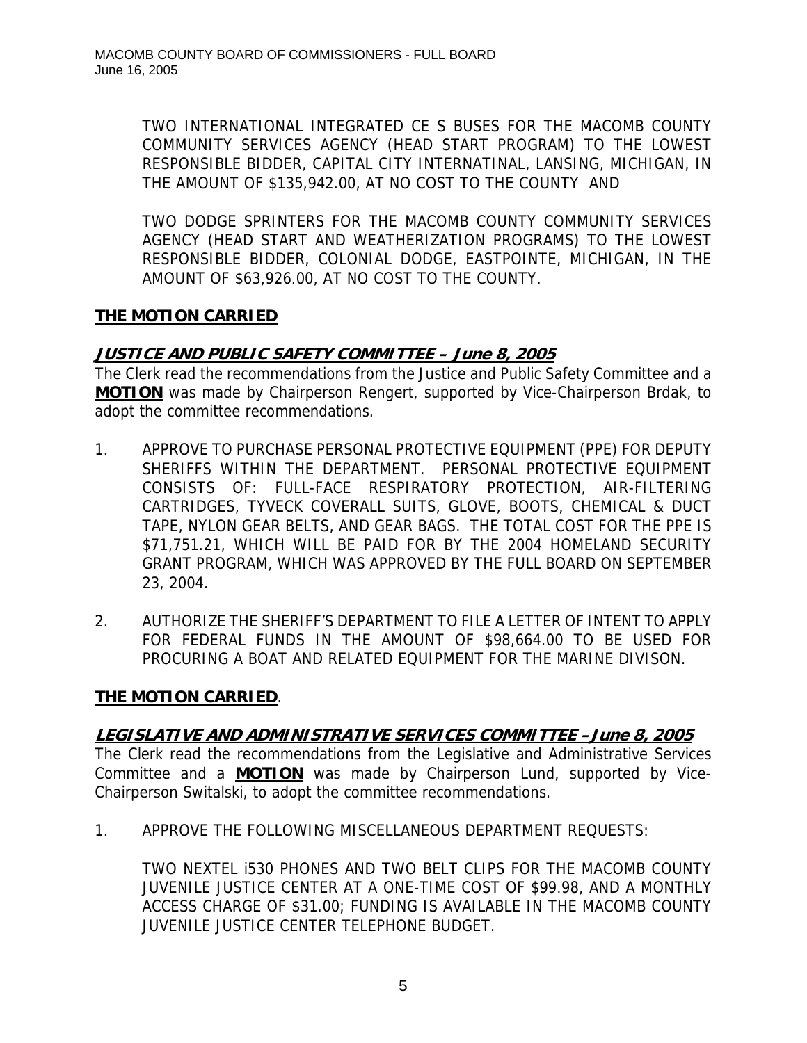TWO INTERNATIONAL INTEGRATED CE S BUSES FOR THE MACOMB COUNTY COMMUNITY SERVICES AGENCY (HEAD START PROGRAM) TO THE LOWEST RESPONSIBLE BIDDER, CAPITAL CITY INTERNATINAL, LANSING, MICHIGAN, IN THE AMOUNT OF $135,942.00, AT NO COST TO THE COUNTY AND

TWO DODGE SPRINTERS FOR THE MACOMB COUNTY COMMUNITY SERVICES AGENCY (HEAD START AND WEATHERIZATION PROGRAMS) TO THE LOWEST RESPONSIBLE BIDDER, COLONIAL DODGE, EASTPOINTE, MICHIGAN, IN THE AMOUNT OF $63,926.00, AT NO COST TO THE COUNTY.

**THE MOTION CARRIED**

## *JUSTICE AND PUBLIC SAFETY COMMITTEE – June 8, 2005*

The Clerk read the recommendations from the Justice and Public Safety Committee and a **MOTION** was made by Chairperson Rengert, supported by Vice-Chairperson Brdak, to adopt the committee recommendations.

1. APPROVE TO PURCHASE PERSONAL PROTECTIVE EQUIPMENT (PPE) FOR DEPUTY SHERIFFS WITHIN THE DEPARTMENT. PERSONAL PROTECTIVE EQUIPMENT CONSISTS OF: FULL-FACE RESPIRATORY PROTECTION, AIR-FILTERING CARTRIDGES, TYVECK COVERALL SUITS, GLOVE, BOOTS, CHEMICAL & DUCT TAPE, NYLON GEAR BELTS, AND GEAR BAGS. THE TOTAL COST FOR THE PPE IS $71,751.21, WHICH WILL BE PAID FOR BY THE 2004 HOMELAND SECURITY GRANT PROGRAM, WHICH WAS APPROVED BY THE FULL BOARD ON SEPTEMBER 23, 2004.

2. AUTHORIZE THE SHERIFF'S DEPARTMENT TO FILE A LETTER OF INTENT TO APPLY FOR FEDERAL FUNDS IN THE AMOUNT OF $98,664.00 TO BE USED FOR PROCURING A BOAT AND RELATED EQUIPMENT FOR THE MARINE DIVISON.

**THE MOTION CARRIED**.

## *LEGISLATIVE AND ADMINISTRATIVE SERVICES COMMITTEE –June 8, 2005*

The Clerk read the recommendations from the Legislative and Administrative Services Committee and a **MOTION** was made by Chairperson Lund, supported by Vice-Chairperson Switalski, to adopt the committee recommendations.

1. APPROVE THE FOLLOWING MISCELLANEOUS DEPARTMENT REQUESTS:

   TWO NEXTEL i530 PHONES AND TWO BELT CLIPS FOR THE MACOMB COUNTY JUVENILE JUSTICE CENTER AT A ONE-TIME COST OF $99.98, AND A MONTHLY ACCESS CHARGE OF $31.00; FUNDING IS AVAILABLE IN THE MACOMB COUNTY JUVENILE JUSTICE CENTER TELEPHONE BUDGET.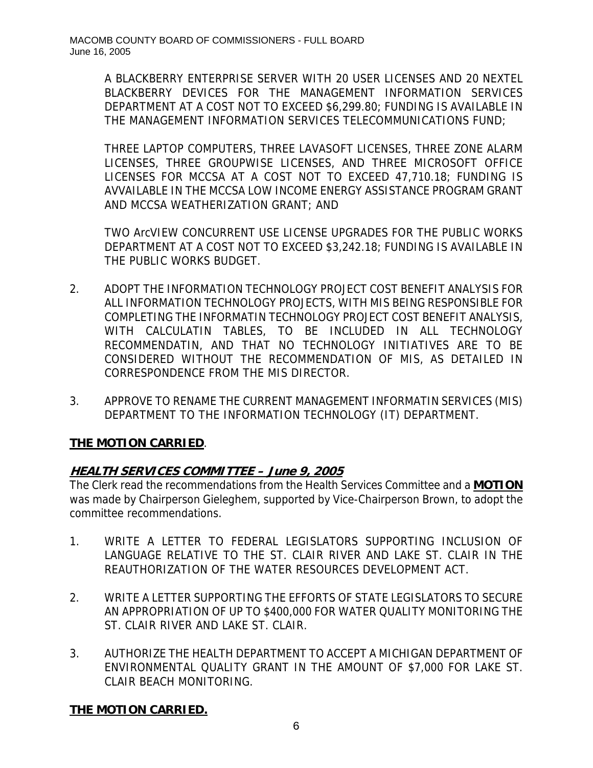A BLACKBERRY ENTERPRISE SERVER WITH 20 USER LICENSES AND 20 NEXTEL BLACKBERRY DEVICES FOR THE MANAGEMENT INFORMATION SERVICES DEPARTMENT AT A COST NOT TO EXCEED $6,299.80; FUNDING IS AVAILABLE IN THE MANAGEMENT INFORMATION SERVICES TELECOMMUNICATIONS FUND;

THREE LAPTOP COMPUTERS, THREE LAVASOFT LICENSES, THREE ZONE ALARM LICENSES, THREE GROUPWISE LICENSES, AND THREE MICROSOFT OFFICE LICENSES FOR MCCSA AT A COST NOT TO EXCEED 47,710.18; FUNDING IS AVVAILABLE IN THE MCCSA LOW INCOME ENERGY ASSISTANCE PROGRAM GRANT AND MCCSA WEATHERIZATION GRANT; AND

TWO ArcVIEW CONCURRENT USE LICENSE UPGRADES FOR THE PUBLIC WORKS DEPARTMENT AT A COST NOT TO EXCEED $3,242.18; FUNDING IS AVAILABLE IN THE PUBLIC WORKS BUDGET.

2. ADOPT THE INFORMATION TECHNOLOGY PROJECT COST BENEFIT ANALYSIS FOR ALL INFORMATION TECHNOLOGY PROJECTS, WITH MIS BEING RESPONSIBLE FOR COMPLETING THE INFORMATIN TECHNOLOGY PROJECT COST BENEFIT ANALYSIS, WITH CALCULATIN TABLES, TO BE INCLUDED IN ALL TECHNOLOGY RECOMMENDATIN, AND THAT NO TECHNOLOGY INITIATIVES ARE TO BE CONSIDERED WITHOUT THE RECOMMENDATION OF MIS, AS DETAILED IN CORRESPONDENCE FROM THE MIS DIRECTOR.

3. APPROVE TO RENAME THE CURRENT MANAGEMENT INFORMATIN SERVICES (MIS) DEPARTMENT TO THE INFORMATION TECHNOLOGY (IT) DEPARTMENT.

**THE MOTION CARRIED**.

## *HEALTH SERVICES COMMITTEE – June 9, 2005*

The Clerk read the recommendations from the Health Services Committee and a **MOTION** was made by Chairperson Gieleghem, supported by Vice-Chairperson Brown, to adopt the committee recommendations.

1. WRITE A LETTER TO FEDERAL LEGISLATORS SUPPORTING INCLUSION OF LANGUAGE RELATIVE TO THE ST. CLAIR RIVER AND LAKE ST. CLAIR IN THE REAUTHORIZATION OF THE WATER RESOURCES DEVELOPMENT ACT.

2. WRITE A LETTER SUPPORTING THE EFFORTS OF STATE LEGISLATORS TO SECURE AN APPROPRIATION OF UP TO $400,000 FOR WATER QUALITY MONITORING THE ST. CLAIR RIVER AND LAKE ST. CLAIR.

3. AUTHORIZE THE HEALTH DEPARTMENT TO ACCEPT A MICHIGAN DEPARTMENT OF ENVIRONMENTAL QUALITY GRANT IN THE AMOUNT OF $7,000 FOR LAKE ST. CLAIR BEACH MONITORING.

**THE MOTION CARRIED.**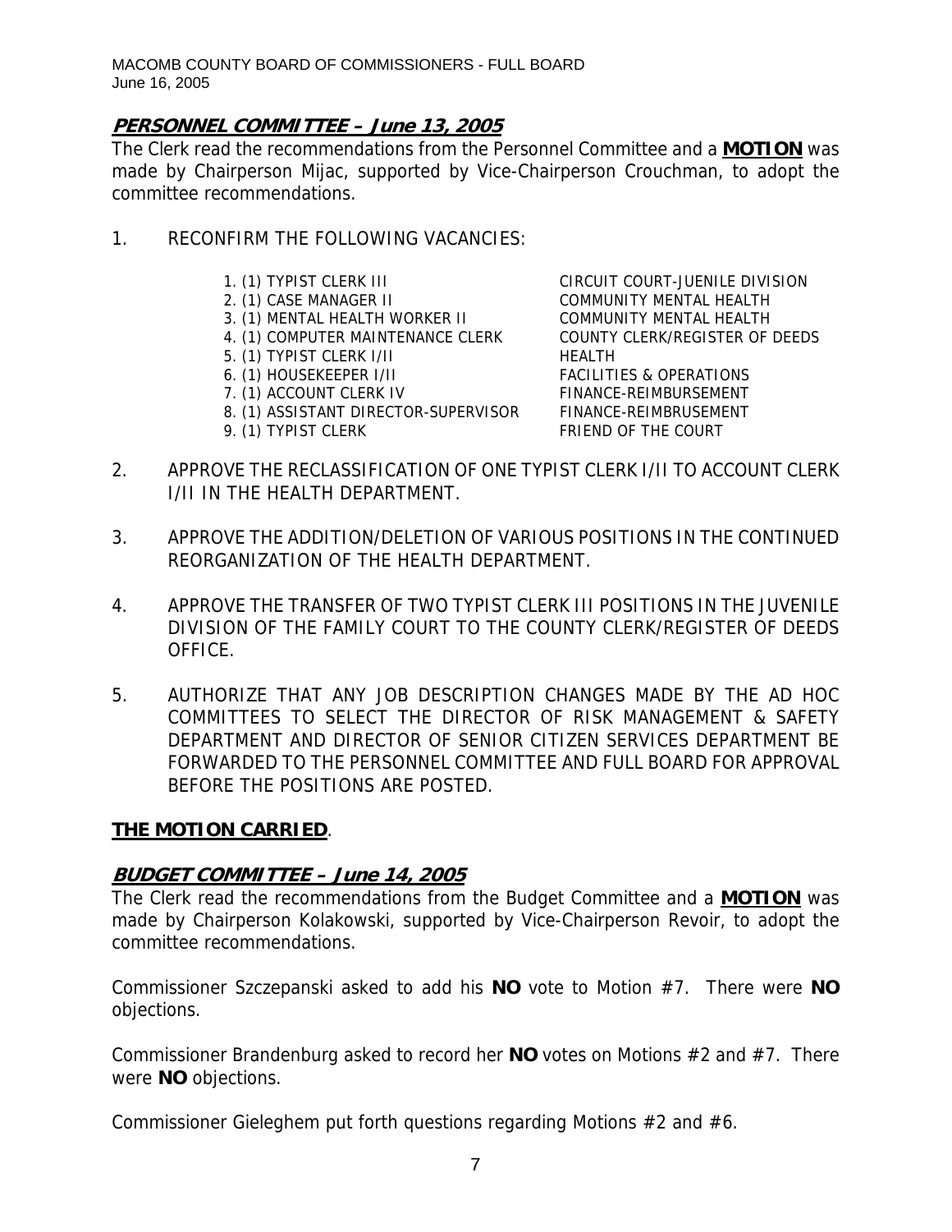## PERSONNEL COMMITTEE – June 13, 2005

The Clerk read the recommendations from the Personnel Committee and a **MOTION** was made by Chairperson Mijac, supported by Vice-Chairperson Crouchman, to adopt the committee recommendations.

1. RECONFIRM THE FOLLOWING VACANCIES:

| | |
|---|---|
| 1. (1) TYPIST CLERK III | CIRCUIT COURT-JUENILE DIVISION |
| 2. (1) CASE MANAGER II | COMMUNITY MENTAL HEALTH |
| 3. (1) MENTAL HEALTH WORKER II | COMMUNITY MENTAL HEALTH |
| 4. (1) COMPUTER MAINTENANCE CLERK | COUNTY CLERK/REGISTER OF DEEDS |
| 5. (1) TYPIST CLERK I/II | HEALTH |
| 6. (1) HOUSEKEEPER I/II | FACILITIES & OPERATIONS |
| 7. (1) ACCOUNT CLERK IV | FINANCE-REIMBURSEMENT |
| 8. (1) ASSISTANT DIRECTOR-SUPERVISOR | FINANCE-REIMBRUSEMENT |
| 9. (1) TYPIST CLERK | FRIEND OF THE COURT |

2. APPROVE THE RECLASSIFICATION OF ONE TYPIST CLERK I/II TO ACCOUNT CLERK I/II IN THE HEALTH DEPARTMENT.

3. APPROVE THE ADDITION/DELETION OF VARIOUS POSITIONS IN THE CONTINUED REORGANIZATION OF THE HEALTH DEPARTMENT.

4. APPROVE THE TRANSFER OF TWO TYPIST CLERK III POSITIONS IN THE JUVENILE DIVISION OF THE FAMILY COURT TO THE COUNTY CLERK/REGISTER OF DEEDS OFFICE.

5. AUTHORIZE THAT ANY JOB DESCRIPTION CHANGES MADE BY THE AD HOC COMMITTEES TO SELECT THE DIRECTOR OF RISK MANAGEMENT & SAFETY DEPARTMENT AND DIRECTOR OF SENIOR CITIZEN SERVICES DEPARTMENT BE FORWARDED TO THE PERSONNEL COMMITTEE AND FULL BOARD FOR APPROVAL BEFORE THE POSITIONS ARE POSTED.

**THE MOTION CARRIED**.

## BUDGET COMMITTEE – June 14, 2005

The Clerk read the recommendations from the Budget Committee and a **MOTION** was made by Chairperson Kolakowski, supported by Vice-Chairperson Revoir, to adopt the committee recommendations.

Commissioner Szczepanski asked to add his **NO** vote to Motion #7. There were **NO** objections.

Commissioner Brandenburg asked to record her **NO** votes on Motions #2 and #7. There were **NO** objections.

Commissioner Gieleghem put forth questions regarding Motions #2 and #6.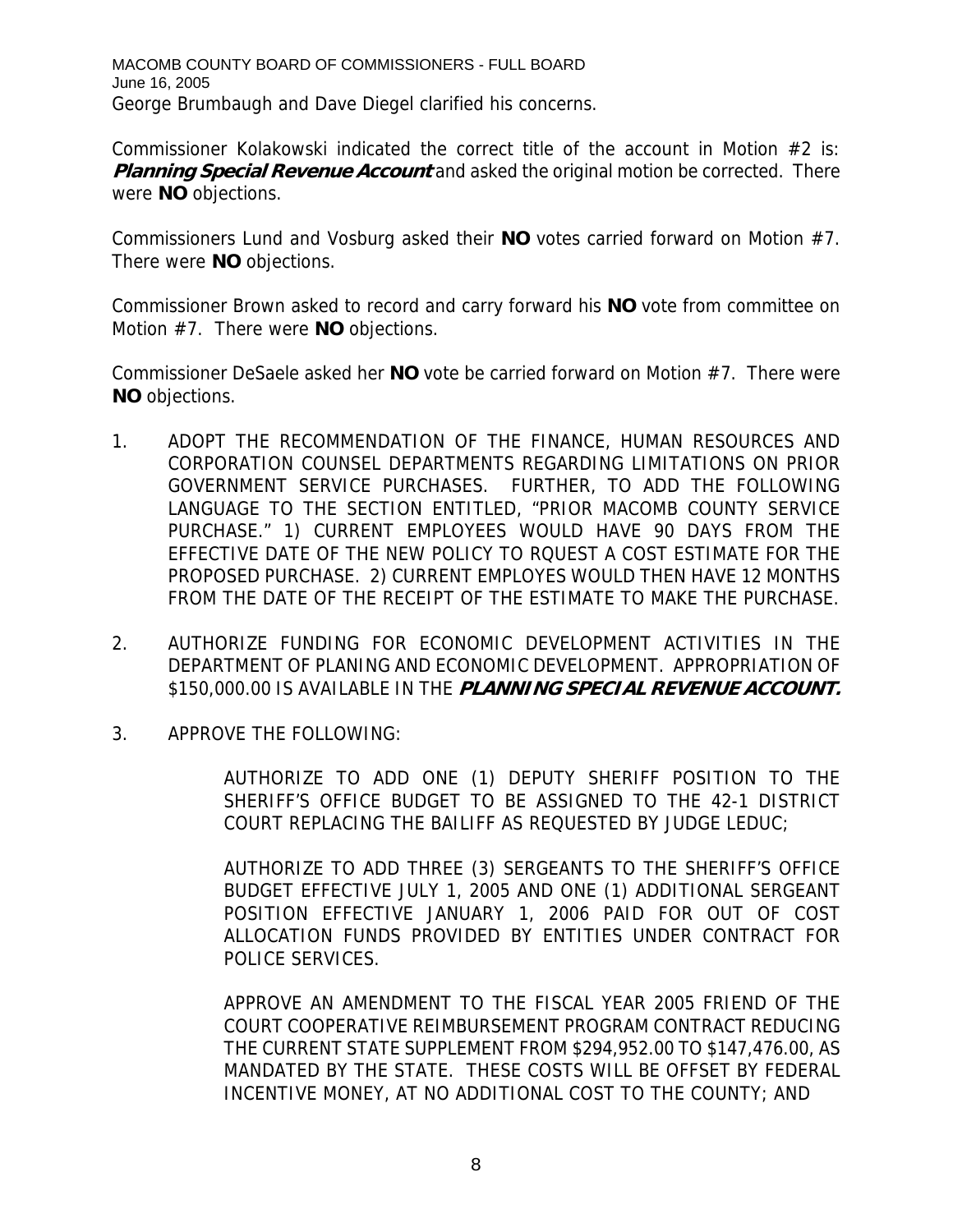George Brumbaugh and Dave Diegel clarified his concerns.

Commissioner Kolakowski indicated the correct title of the account in Motion #2 is: ***Planning Special Revenue Account*** and asked the original motion be corrected. There were **NO** objections.

Commissioners Lund and Vosburg asked their **NO** votes carried forward on Motion #7. There were **NO** objections.

Commissioner Brown asked to record and carry forward his **NO** vote from committee on Motion #7. There were **NO** objections.

Commissioner DeSaele asked her **NO** vote be carried forward on Motion #7. There were **NO** objections.

1. ADOPT THE RECOMMENDATION OF THE FINANCE, HUMAN RESOURCES AND CORPORATION COUNSEL DEPARTMENTS REGARDING LIMITATIONS ON PRIOR GOVERNMENT SERVICE PURCHASES. FURTHER, TO ADD THE FOLLOWING LANGUAGE TO THE SECTION ENTITLED, "PRIOR MACOMB COUNTY SERVICE PURCHASE." 1) CURRENT EMPLOYEES WOULD HAVE 90 DAYS FROM THE EFFECTIVE DATE OF THE NEW POLICY TO RQUEST A COST ESTIMATE FOR THE PROPOSED PURCHASE. 2) CURRENT EMPLOYES WOULD THEN HAVE 12 MONTHS FROM THE DATE OF THE RECEIPT OF THE ESTIMATE TO MAKE THE PURCHASE.

2. AUTHORIZE FUNDING FOR ECONOMIC DEVELOPMENT ACTIVITIES IN THE DEPARTMENT OF PLANING AND ECONOMIC DEVELOPMENT. APPROPRIATION OF $150,000.00 IS AVAILABLE IN THE ***PLANNING SPECIAL REVENUE ACCOUNT.***

3. APPROVE THE FOLLOWING:

   AUTHORIZE TO ADD ONE (1) DEPUTY SHERIFF POSITION TO THE SHERIFF'S OFFICE BUDGET TO BE ASSIGNED TO THE 42-1 DISTRICT COURT REPLACING THE BAILIFF AS REQUESTED BY JUDGE LEDUC;

   AUTHORIZE TO ADD THREE (3) SERGEANTS TO THE SHERIFF'S OFFICE BUDGET EFFECTIVE JULY 1, 2005 AND ONE (1) ADDITIONAL SERGEANT POSITION EFFECTIVE JANUARY 1, 2006 PAID FOR OUT OF COST ALLOCATION FUNDS PROVIDED BY ENTITIES UNDER CONTRACT FOR POLICE SERVICES.

   APPROVE AN AMENDMENT TO THE FISCAL YEAR 2005 FRIEND OF THE COURT COOPERATIVE REIMBURSEMENT PROGRAM CONTRACT REDUCING THE CURRENT STATE SUPPLEMENT FROM $294,952.00 TO $147,476.00, AS MANDATED BY THE STATE. THESE COSTS WILL BE OFFSET BY FEDERAL INCENTIVE MONEY, AT NO ADDITIONAL COST TO THE COUNTY; AND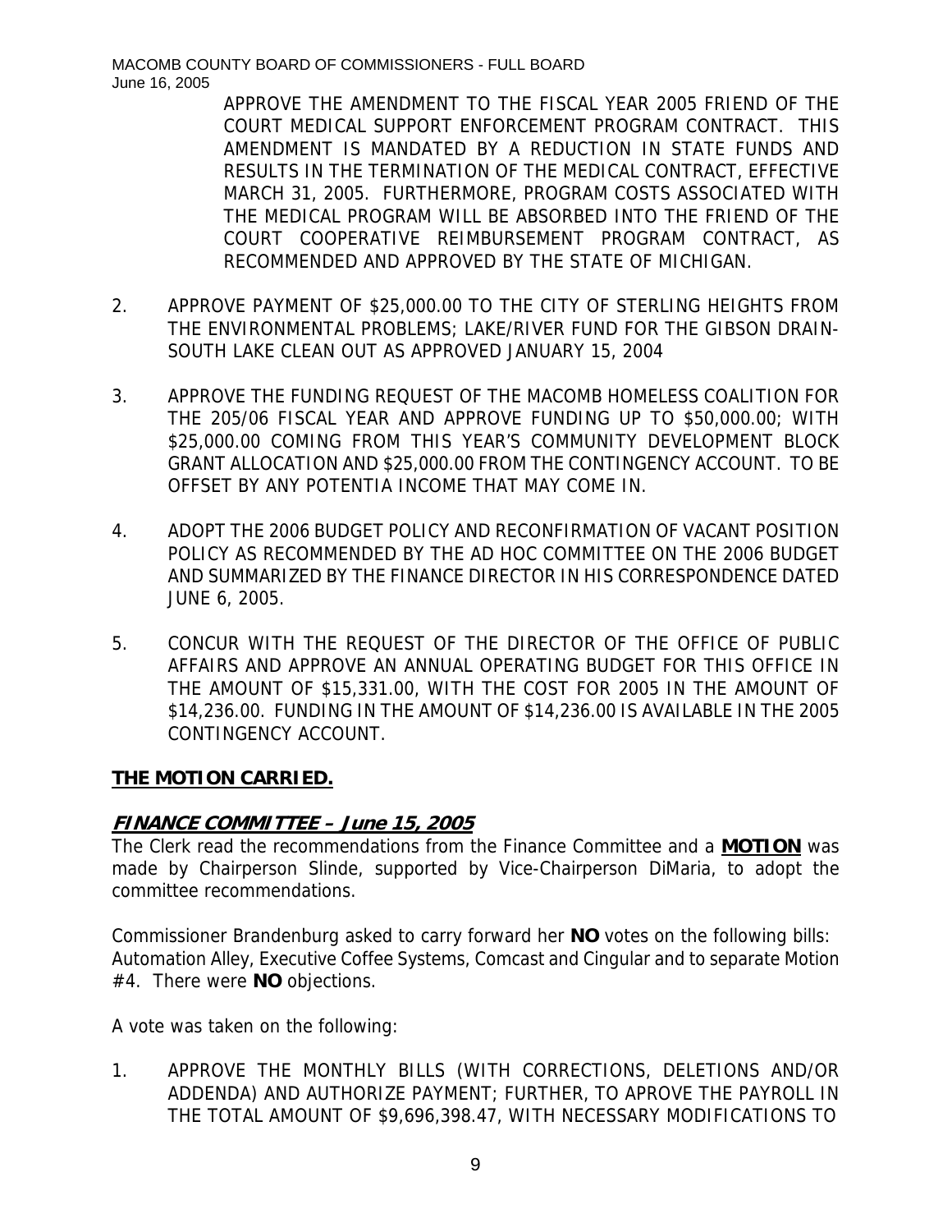APPROVE THE AMENDMENT TO THE FISCAL YEAR 2005 FRIEND OF THE COURT MEDICAL SUPPORT ENFORCEMENT PROGRAM CONTRACT. THIS AMENDMENT IS MANDATED BY A REDUCTION IN STATE FUNDS AND RESULTS IN THE TERMINATION OF THE MEDICAL CONTRACT, EFFECTIVE MARCH 31, 2005. FURTHERMORE, PROGRAM COSTS ASSOCIATED WITH THE MEDICAL PROGRAM WILL BE ABSORBED INTO THE FRIEND OF THE COURT COOPERATIVE REIMBURSEMENT PROGRAM CONTRACT, AS RECOMMENDED AND APPROVED BY THE STATE OF MICHIGAN.

2. APPROVE PAYMENT OF $25,000.00 TO THE CITY OF STERLING HEIGHTS FROM THE ENVIRONMENTAL PROBLEMS; LAKE/RIVER FUND FOR THE GIBSON DRAIN-SOUTH LAKE CLEAN OUT AS APPROVED JANUARY 15, 2004

3. APPROVE THE FUNDING REQUEST OF THE MACOMB HOMELESS COALITION FOR THE 205/06 FISCAL YEAR AND APPROVE FUNDING UP TO $50,000.00; WITH $25,000.00 COMING FROM THIS YEAR'S COMMUNITY DEVELOPMENT BLOCK GRANT ALLOCATION AND $25,000.00 FROM THE CONTINGENCY ACCOUNT. TO BE OFFSET BY ANY POTENTIA INCOME THAT MAY COME IN.

4. ADOPT THE 2006 BUDGET POLICY AND RECONFIRMATION OF VACANT POSITION POLICY AS RECOMMENDED BY THE AD HOC COMMITTEE ON THE 2006 BUDGET AND SUMMARIZED BY THE FINANCE DIRECTOR IN HIS CORRESPONDENCE DATED JUNE 6, 2005.

5. CONCUR WITH THE REQUEST OF THE DIRECTOR OF THE OFFICE OF PUBLIC AFFAIRS AND APPROVE AN ANNUAL OPERATING BUDGET FOR THIS OFFICE IN THE AMOUNT OF $15,331.00, WITH THE COST FOR 2005 IN THE AMOUNT OF $14,236.00. FUNDING IN THE AMOUNT OF $14,236.00 IS AVAILABLE IN THE 2005 CONTINGENCY ACCOUNT.

**THE MOTION CARRIED.**

## ***FINANCE COMMITTEE – June 15, 2005***

The Clerk read the recommendations from the Finance Committee and a **MOTION** was made by Chairperson Slinde, supported by Vice-Chairperson DiMaria, to adopt the committee recommendations.

Commissioner Brandenburg asked to carry forward her **NO** votes on the following bills: Automation Alley, Executive Coffee Systems, Comcast and Cingular and to separate Motion #4. There were **NO** objections.

A vote was taken on the following:

1. APPROVE THE MONTHLY BILLS (WITH CORRECTIONS, DELETIONS AND/OR ADDENDA) AND AUTHORIZE PAYMENT; FURTHER, TO APROVE THE PAYROLL IN THE TOTAL AMOUNT OF $9,696,398.47, WITH NECESSARY MODIFICATIONS TO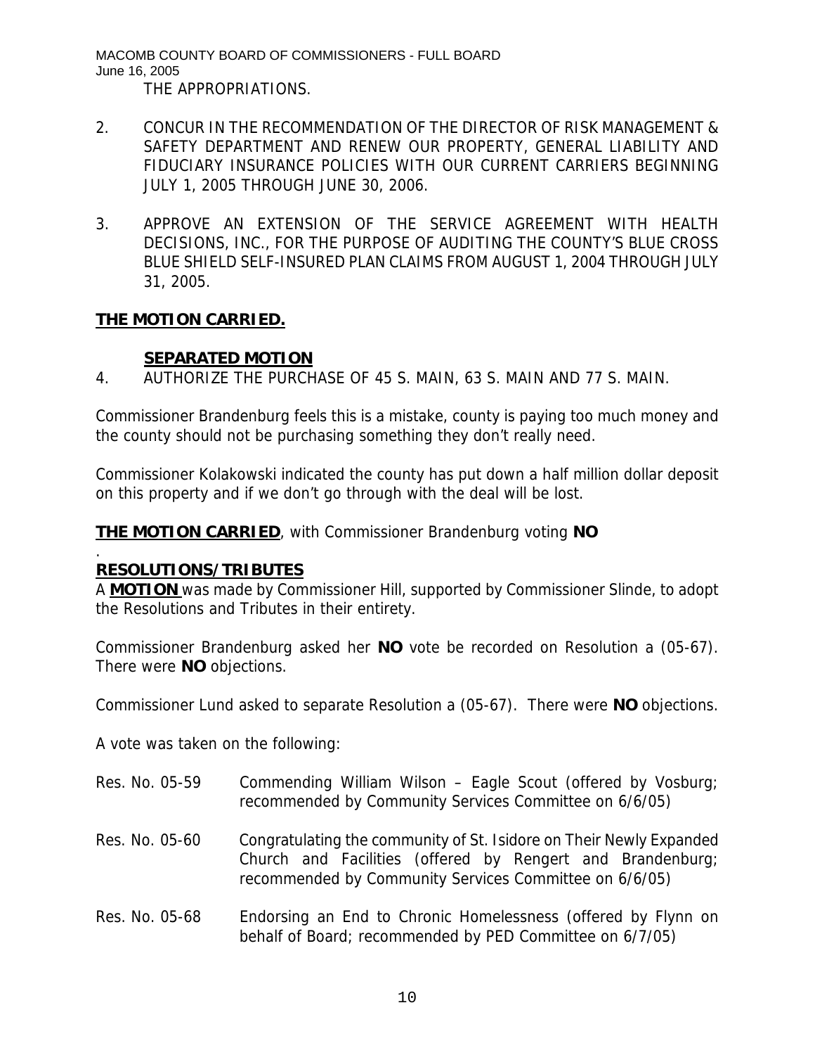THE APPROPRIATIONS.

2. CONCUR IN THE RECOMMENDATION OF THE DIRECTOR OF RISK MANAGEMENT & SAFETY DEPARTMENT AND RENEW OUR PROPERTY, GENERAL LIABILITY AND FIDUCIARY INSURANCE POLICIES WITH OUR CURRENT CARRIERS BEGINNING JULY 1, 2005 THROUGH JUNE 30, 2006.

3. APPROVE AN EXTENSION OF THE SERVICE AGREEMENT WITH HEALTH DECISIONS, INC., FOR THE PURPOSE OF AUDITING THE COUNTY'S BLUE CROSS BLUE SHIELD SELF-INSURED PLAN CLAIMS FROM AUGUST 1, 2004 THROUGH JULY 31, 2005.

**THE MOTION CARRIED.**

**SEPARATED MOTION**

4. AUTHORIZE THE PURCHASE OF 45 S. MAIN, 63 S. MAIN AND 77 S. MAIN.

Commissioner Brandenburg feels this is a mistake, county is paying too much money and the county should not be purchasing something they don't really need.

Commissioner Kolakowski indicated the county has put down a half million dollar deposit on this property and if we don't go through with the deal will be lost.

**THE MOTION CARRIED**, with Commissioner Brandenburg voting **NO**

.

**RESOLUTIONS/TRIBUTES**

A **MOTION** was made by Commissioner Hill, supported by Commissioner Slinde, to adopt the Resolutions and Tributes in their entirety.

Commissioner Brandenburg asked her **NO** vote be recorded on Resolution a (05-67). There were **NO** objections.

Commissioner Lund asked to separate Resolution a (05-67). There were **NO** objections.

A vote was taken on the following:

Res. No. 05-59 Commending William Wilson – Eagle Scout (offered by Vosburg; recommended by Community Services Committee on 6/6/05)

Res. No. 05-60 Congratulating the community of St. Isidore on Their Newly Expanded Church and Facilities (offered by Rengert and Brandenburg; recommended by Community Services Committee on 6/6/05)

Res. No. 05-68 Endorsing an End to Chronic Homelessness (offered by Flynn on behalf of Board; recommended by PED Committee on 6/7/05)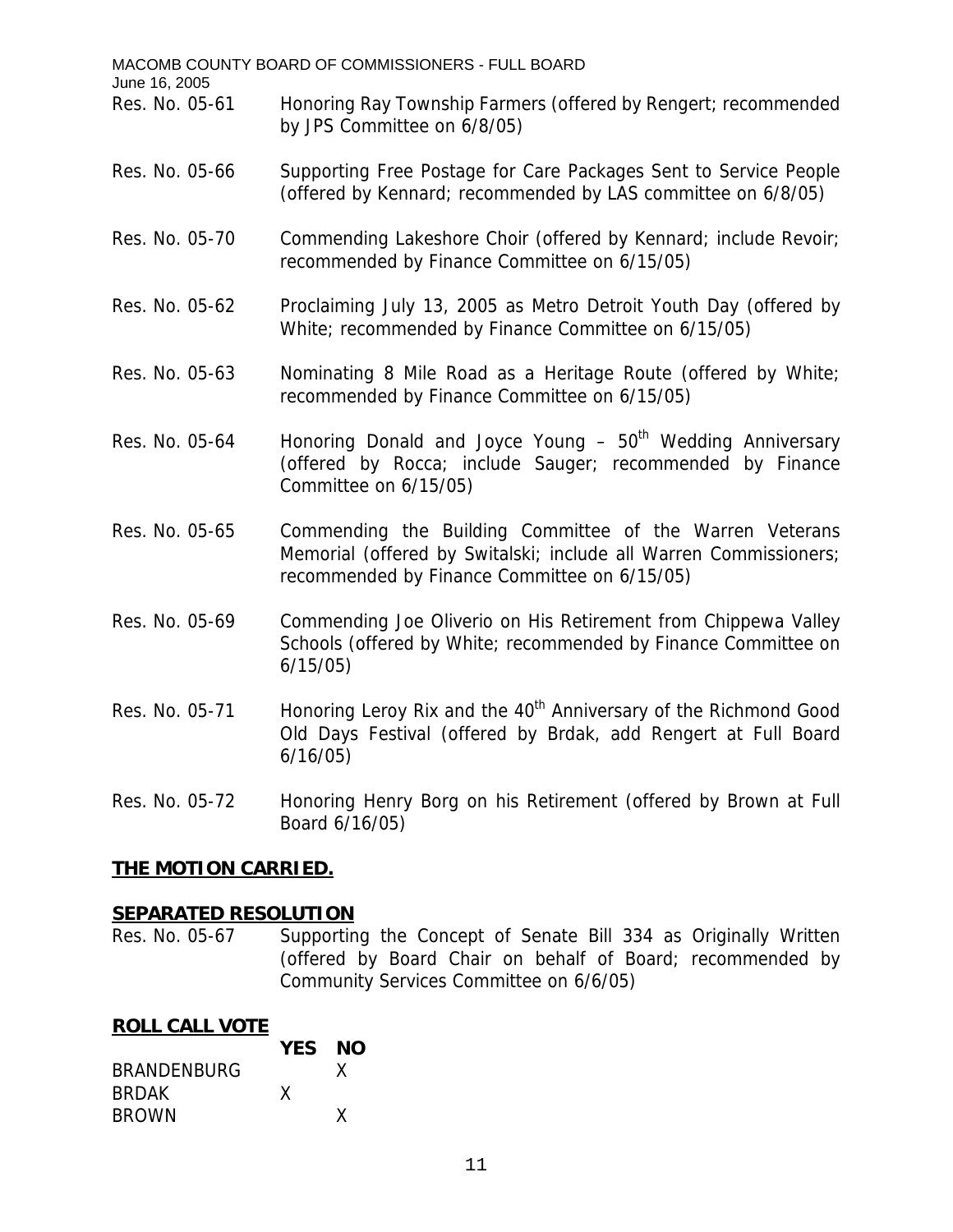Res. No. 05-61 Honoring Ray Township Farmers (offered by Rengert; recommended by JPS Committee on 6/8/05)

Res. No. 05-66 Supporting Free Postage for Care Packages Sent to Service People (offered by Kennard; recommended by LAS committee on 6/8/05)

Res. No. 05-70 Commending Lakeshore Choir (offered by Kennard; include Revoir; recommended by Finance Committee on 6/15/05)

Res. No. 05-62 Proclaiming July 13, 2005 as Metro Detroit Youth Day (offered by White; recommended by Finance Committee on 6/15/05)

Res. No. 05-63 Nominating 8 Mile Road as a Heritage Route (offered by White; recommended by Finance Committee on 6/15/05)

Res. No. 05-64 Honoring Donald and Joyce Young – 50th Wedding Anniversary (offered by Rocca; include Sauger; recommended by Finance Committee on 6/15/05)

Res. No. 05-65 Commending the Building Committee of the Warren Veterans Memorial (offered by Switalski; include all Warren Commissioners; recommended by Finance Committee on 6/15/05)

Res. No. 05-69 Commending Joe Oliverio on His Retirement from Chippewa Valley Schools (offered by White; recommended by Finance Committee on 6/15/05)

Res. No. 05-71 Honoring Leroy Rix and the 40th Anniversary of the Richmond Good Old Days Festival (offered by Brdak, add Rengert at Full Board 6/16/05)

Res. No. 05-72 Honoring Henry Borg on his Retirement (offered by Brown at Full Board 6/16/05)

**THE MOTION CARRIED.**

**SEPARATED RESOLUTION**

Res. No. 05-67 Supporting the Concept of Senate Bill 334 as Originally Written (offered by Board Chair on behalf of Board; recommended by Community Services Committee on 6/6/05)

**ROLL CALL VOTE**

| | YES | NO |
|---|---|---|
| BRANDENBURG | | X |
| BRDAK | X | |
| BROWN | | X |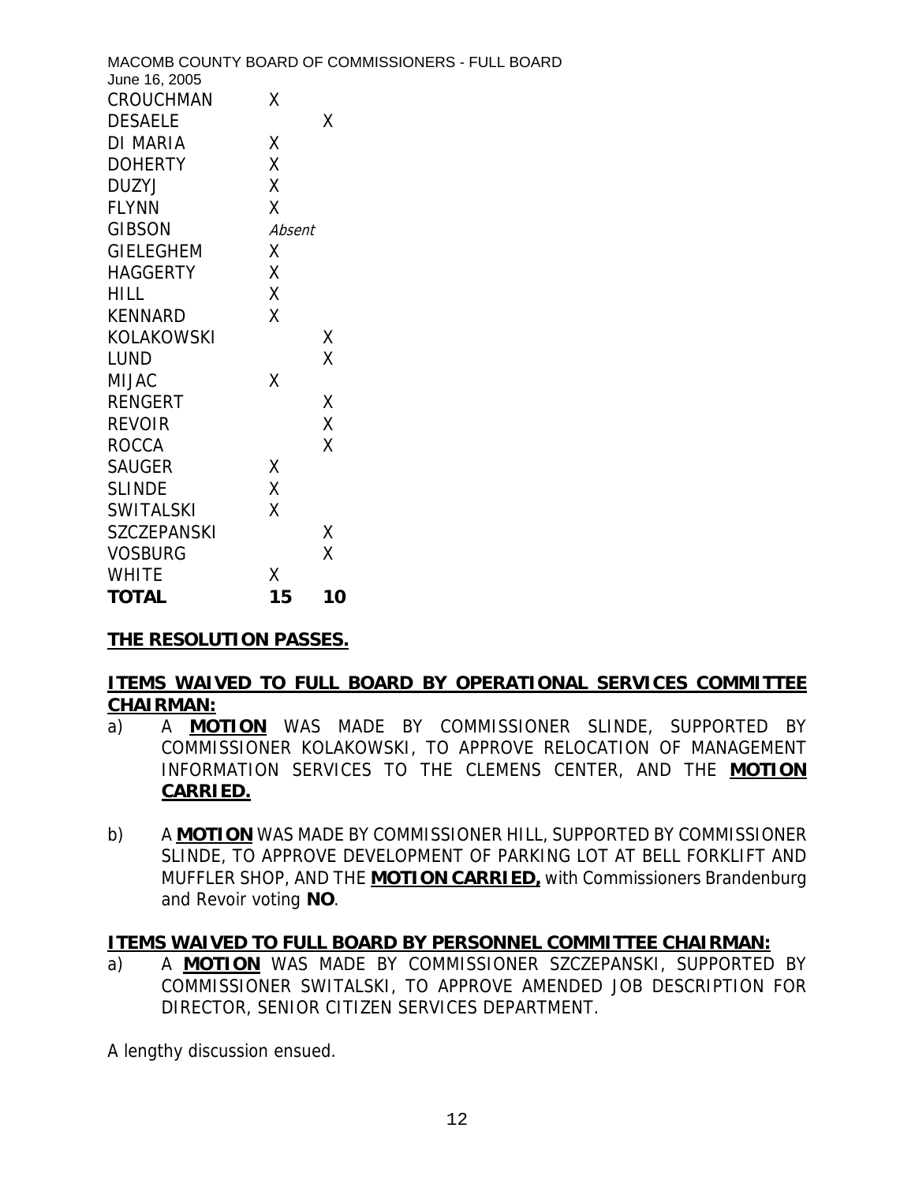| | | |
|---|---|---|
| CROUCHMAN | X | |
| DESAELE | | X |
| DI MARIA | X | |
| DOHERTY | X | |
| DUZYJ | X | |
| FLYNN | X | |
| GIBSON | *Absent* | |
| GIELEGHEM | X | |
| HAGGERTY | X | |
| HILL | X | |
| KENNARD | X | |
| KOLAKOWSKI | | X |
| LUND | | X |
| MIJAC | X | |
| RENGERT | | X |
| REVOIR | | X |
| ROCCA | | X |
| SAUGER | X | |
| SLINDE | X | |
| SWITALSKI | X | |
| SZCZEPANSKI | | X |
| VOSBURG | | X |
| WHITE | X | |
| **TOTAL** | **15** | **10** |

**THE RESOLUTION PASSES.**

**ITEMS WAIVED TO FULL BOARD BY OPERATIONAL SERVICES COMMITTEE CHAIRMAN:**

a) A **MOTION** WAS MADE BY COMMISSIONER SLINDE, SUPPORTED BY COMMISSIONER KOLAKOWSKI, TO APPROVE RELOCATION OF MANAGEMENT INFORMATION SERVICES TO THE CLEMENS CENTER, AND THE **MOTION CARRIED.**

b) A **MOTION** WAS MADE BY COMMISSIONER HILL, SUPPORTED BY COMMISSIONER SLINDE, TO APPROVE DEVELOPMENT OF PARKING LOT AT BELL FORKLIFT AND MUFFLER SHOP, AND THE **MOTION CARRIED,** with Commissioners Brandenburg and Revoir voting **NO**.

**ITEMS WAIVED TO FULL BOARD BY PERSONNEL COMMITTEE CHAIRMAN:**

a) A **MOTION** WAS MADE BY COMMISSIONER SZCZEPANSKI, SUPPORTED BY COMMISSIONER SWITALSKI, TO APPROVE AMENDED JOB DESCRIPTION FOR DIRECTOR, SENIOR CITIZEN SERVICES DEPARTMENT.

A lengthy discussion ensued.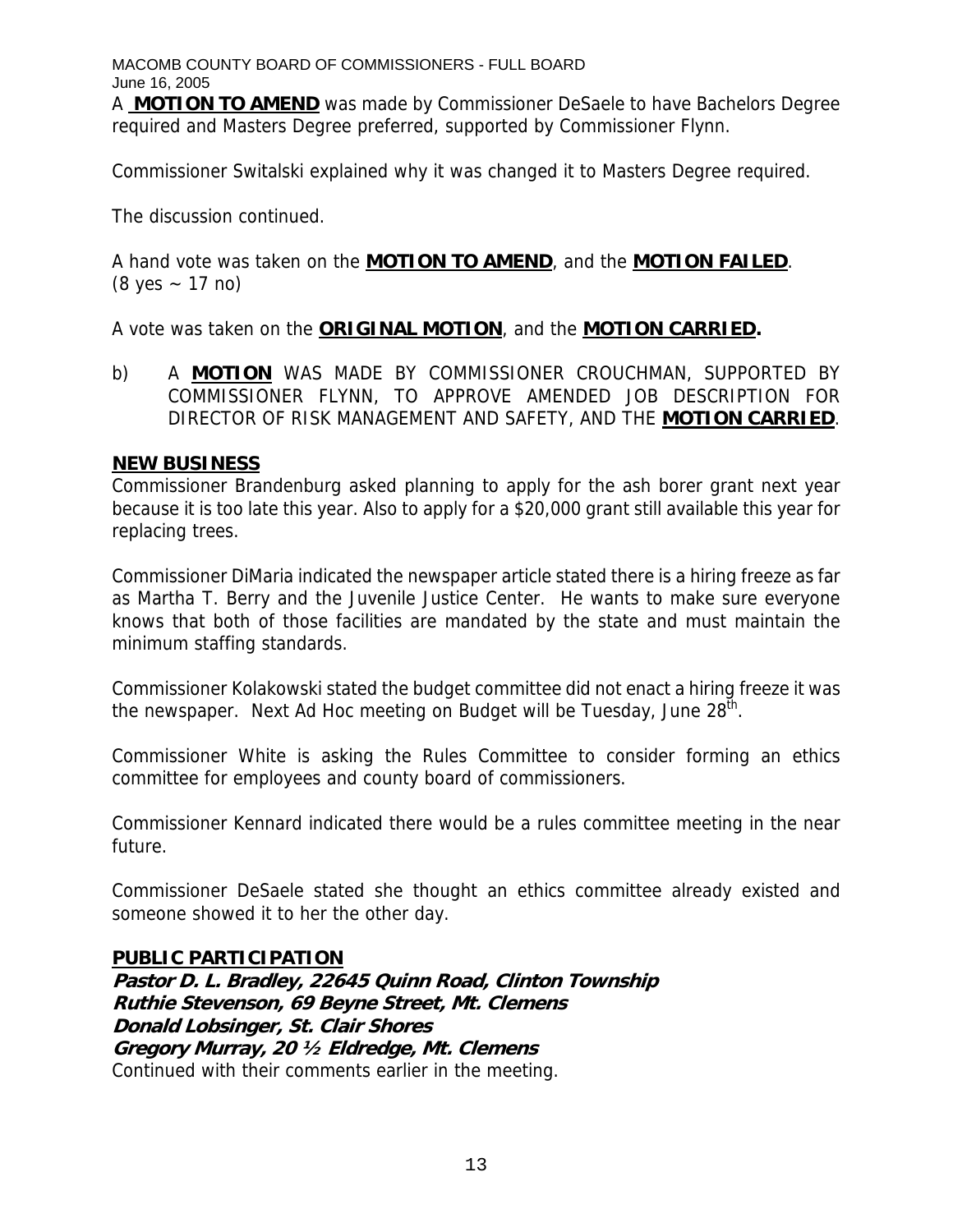A **MOTION TO AMEND** was made by Commissioner DeSaele to have Bachelors Degree required and Masters Degree preferred, supported by Commissioner Flynn.

Commissioner Switalski explained why it was changed it to Masters Degree required.

The discussion continued.

A hand vote was taken on the **MOTION TO AMEND**, and the **MOTION FAILED**. (8 yes ~ 17 no)

A vote was taken on the **ORIGINAL MOTION**, and the **MOTION CARRIED.**

b) A **MOTION** WAS MADE BY COMMISSIONER CROUCHMAN, SUPPORTED BY COMMISSIONER FLYNN, TO APPROVE AMENDED JOB DESCRIPTION FOR DIRECTOR OF RISK MANAGEMENT AND SAFETY, AND THE **MOTION CARRIED**.

## NEW BUSINESS

Commissioner Brandenburg asked planning to apply for the ash borer grant next year because it is too late this year. Also to apply for a $20,000 grant still available this year for replacing trees.

Commissioner DiMaria indicated the newspaper article stated there is a hiring freeze as far as Martha T. Berry and the Juvenile Justice Center. He wants to make sure everyone knows that both of those facilities are mandated by the state and must maintain the minimum staffing standards.

Commissioner Kolakowski stated the budget committee did not enact a hiring freeze it was the newspaper. Next Ad Hoc meeting on Budget will be Tuesday, June 28th.

Commissioner White is asking the Rules Committee to consider forming an ethics committee for employees and county board of commissioners.

Commissioner Kennard indicated there would be a rules committee meeting in the near future.

Commissioner DeSaele stated she thought an ethics committee already existed and someone showed it to her the other day.

## PUBLIC PARTICIPATION

***Pastor D. L. Bradley, 22645 Quinn Road, Clinton Township***
***Ruthie Stevenson, 69 Beyne Street, Mt. Clemens***
***Donald Lobsinger, St. Clair Shores***
***Gregory Murray, 20 ½ Eldredge, Mt. Clemens***
Continued with their comments earlier in the meeting.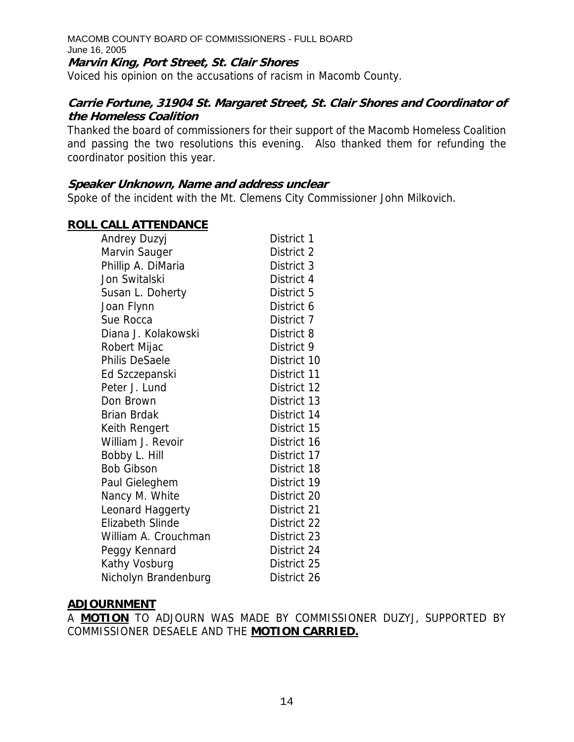***Marvin King, Port Street, St. Clair Shores***

Voiced his opinion on the accusations of racism in Macomb County.

***Carrie Fortune, 31904 St. Margaret Street, St. Clair Shores and Coordinator of the Homeless Coalition***

Thanked the board of commissioners for their support of the Macomb Homeless Coalition and passing the two resolutions this evening. Also thanked them for refunding the coordinator position this year.

***Speaker Unknown, Name and address unclear***

Spoke of the incident with the Mt. Clemens City Commissioner John Milkovich.

## **ROLL CALL ATTENDANCE**

| | |
|---|---|
| Andrey Duzyj | District 1 |
| Marvin Sauger | District 2 |
| Phillip A. DiMaria | District 3 |
| Jon Switalski | District 4 |
| Susan L. Doherty | District 5 |
| Joan Flynn | District 6 |
| Sue Rocca | District 7 |
| Diana J. Kolakowski | District 8 |
| Robert Mijac | District 9 |
| Philis DeSaele | District 10 |
| Ed Szczepanski | District 11 |
| Peter J. Lund | District 12 |
| Don Brown | District 13 |
| Brian Brdak | District 14 |
| Keith Rengert | District 15 |
| William J. Revoir | District 16 |
| Bobby L. Hill | District 17 |
| Bob Gibson | District 18 |
| Paul Gieleghem | District 19 |
| Nancy M. White | District 20 |
| Leonard Haggerty | District 21 |
| Elizabeth Slinde | District 22 |
| William A. Crouchman | District 23 |
| Peggy Kennard | District 24 |
| Kathy Vosburg | District 25 |
| Nicholyn Brandenburg | District 26 |

## **ADJOURNMENT**

A **MOTION** TO ADJOURN WAS MADE BY COMMISSIONER DUZYJ, SUPPORTED BY COMMISSIONER DESAELE AND THE **MOTION CARRIED.**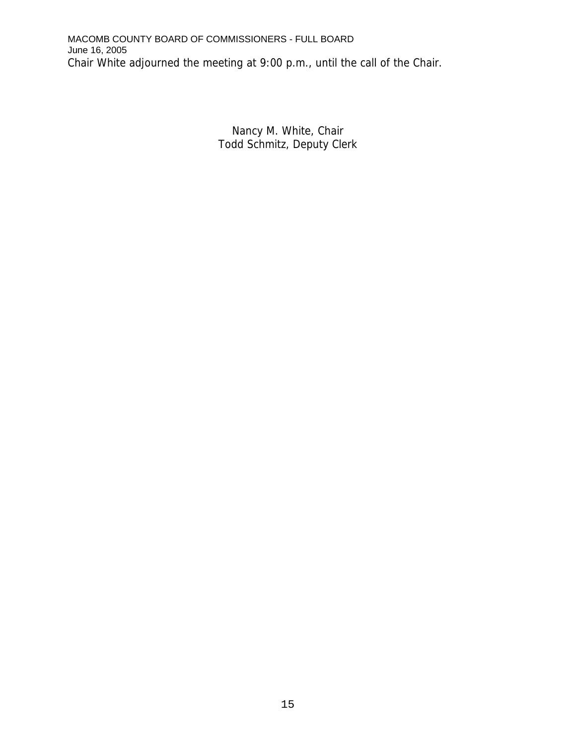Chair White adjourned the meeting at 9:00 p.m., until the call of the Chair.

Nancy M. White, Chair
Todd Schmitz, Deputy Clerk